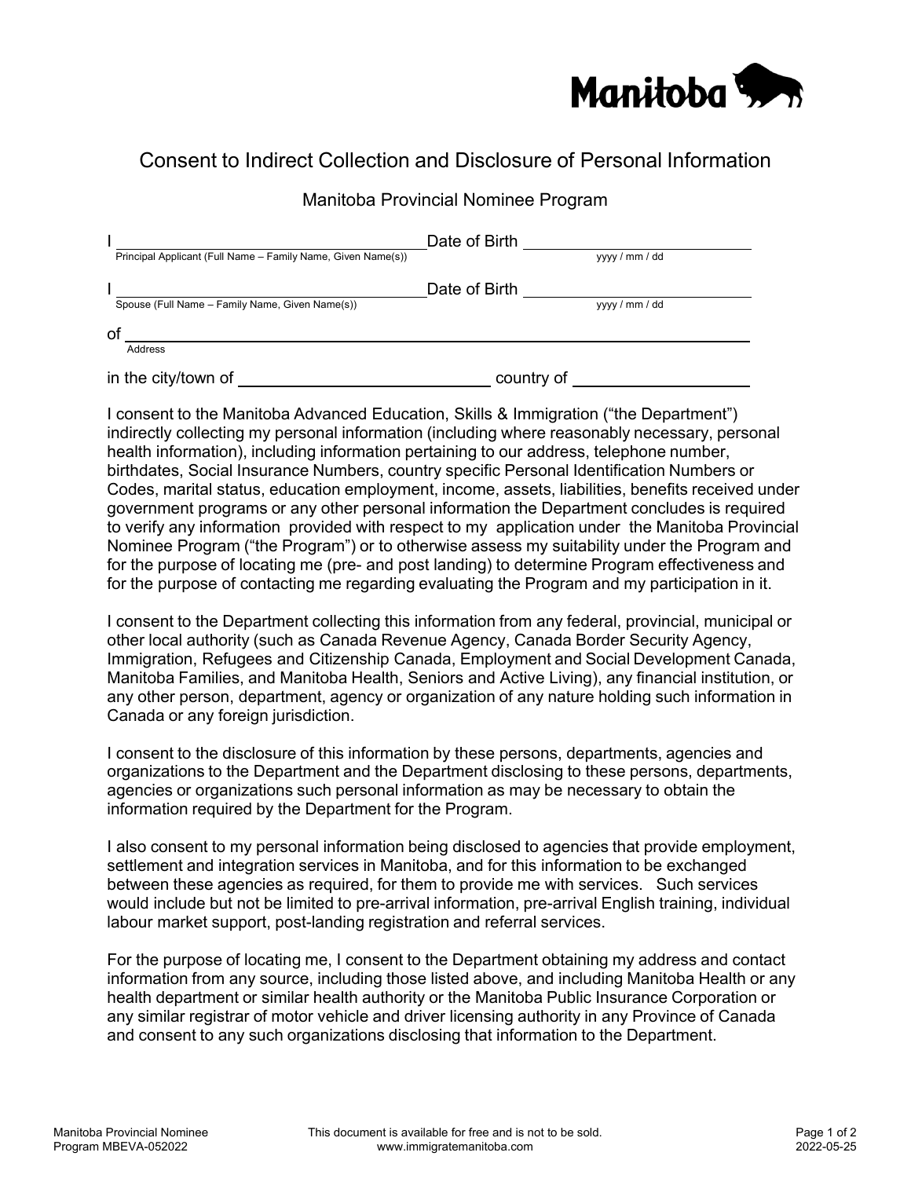Manitoba

# Consent to Indirect Collection and Disclosure of Personal Information

## Manitoba Provincial Nominee Program

I ______________________________ Date of Birth ______________
Principal Applicant (Full Name – Family Name, Given Name(s)) yyyy / mm / dd

I ______________________________ Date of Birth ______________
Spouse (Full Name – Family Name, Given Name(s)) yyyy / mm / dd

of ______________________________________________
Address

in the city/town of ______________________ country of ______________

I consent to the Manitoba Advanced Education, Skills & Immigration ("the Department") indirectly collecting my personal information (including where reasonably necessary, personal health information), including information pertaining to our address, telephone number, birthdates, Social Insurance Numbers, country specific Personal Identification Numbers or Codes, marital status, education employment, income, assets, liabilities, benefits received under government programs or any other personal information the Department concludes is required to verify any information provided with respect to my application under the Manitoba Provincial Nominee Program ("the Program") or to otherwise assess my suitability under the Program and for the purpose of locating me (pre- and post landing) to determine Program effectiveness and for the purpose of contacting me regarding evaluating the Program and my participation in it.

I consent to the Department collecting this information from any federal, provincial, municipal or other local authority (such as Canada Revenue Agency, Canada Border Security Agency, Immigration, Refugees and Citizenship Canada, Employment and Social Development Canada, Manitoba Families, and Manitoba Health, Seniors and Active Living), any financial institution, or any other person, department, agency or organization of any nature holding such information in Canada or any foreign jurisdiction.

I consent to the disclosure of this information by these persons, departments, agencies and organizations to the Department and the Department disclosing to these persons, departments, agencies or organizations such personal information as may be necessary to obtain the information required by the Department for the Program.

I also consent to my personal information being disclosed to agencies that provide employment, settlement and integration services in Manitoba, and for this information to be exchanged between these agencies as required, for them to provide me with services. Such services would include but not be limited to pre-arrival information, pre-arrival English training, individual labour market support, post-landing registration and referral services.

For the purpose of locating me, I consent to the Department obtaining my address and contact information from any source, including those listed above, and including Manitoba Health or any health department or similar health authority or the Manitoba Public Insurance Corporation or any similar registrar of motor vehicle and driver licensing authority in any Province of Canada and consent to any such organizations disclosing that information to the Department.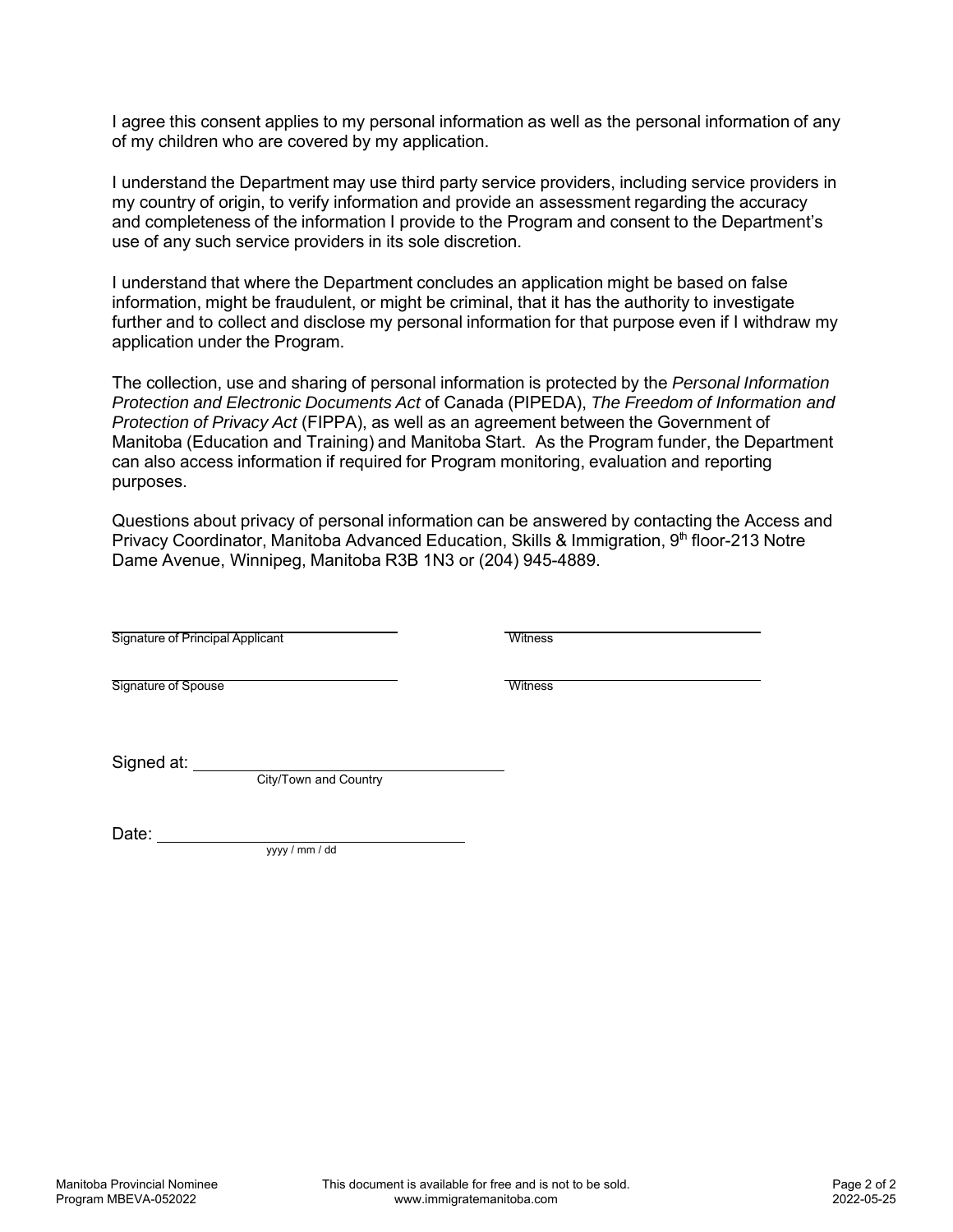I agree this consent applies to my personal information as well as the personal information of any of my children who are covered by my application.

I understand the Department may use third party service providers, including service providers in my country of origin, to verify information and provide an assessment regarding the accuracy and completeness of the information I provide to the Program and consent to the Department's use of any such service providers in its sole discretion.

I understand that where the Department concludes an application might be based on false information, might be fraudulent, or might be criminal, that it has the authority to investigate further and to collect and disclose my personal information for that purpose even if I withdraw my application under the Program.

The collection, use and sharing of personal information is protected by the *Personal Information Protection and Electronic Documents Act* of Canada (PIPEDA), *The Freedom of Information and Protection of Privacy Act* (FIPPA), as well as an agreement between the Government of Manitoba (Education and Training) and Manitoba Start. As the Program funder, the Department can also access information if required for Program monitoring, evaluation and reporting purposes.

Questions about privacy of personal information can be answered by contacting the Access and Privacy Coordinator, Manitoba Advanced Education, Skills & Immigration, 9th floor-213 Notre Dame Avenue, Winnipeg, Manitoba R3B 1N3 or (204) 945-4889.

| | |
|---|---|
| \_\_\_\_\_\_\_\_\_\_\_\_\_\_\_\_\_\_\_\_\_\_\_\_\_\_\_\_ | \_\_\_\_\_\_\_\_\_\_\_\_\_\_\_\_\_\_\_\_\_\_\_\_\_\_\_\_ |
| Signature of Principal Applicant | Witness |
| \_\_\_\_\_\_\_\_\_\_\_\_\_\_\_\_\_\_\_\_\_\_\_\_\_\_\_\_ | \_\_\_\_\_\_\_\_\_\_\_\_\_\_\_\_\_\_\_\_\_\_\_\_\_\_\_\_ |
| Signature of Spouse | Witness |

Signed at: \_\_\_\_\_\_\_\_\_\_\_\_\_\_\_\_\_\_\_\_\_\_\_\_\_\_\_\_
City/Town and Country

Date: \_\_\_\_\_\_\_\_\_\_\_\_\_\_\_\_\_\_\_\_\_\_\_\_\_\_\_\_
yyyy / mm / dd

Manitoba Provincial Nominee Program MBEVA-052022

This document is available for free and is not to be sold.
www.immigratemanitoba.com

2022-05-25